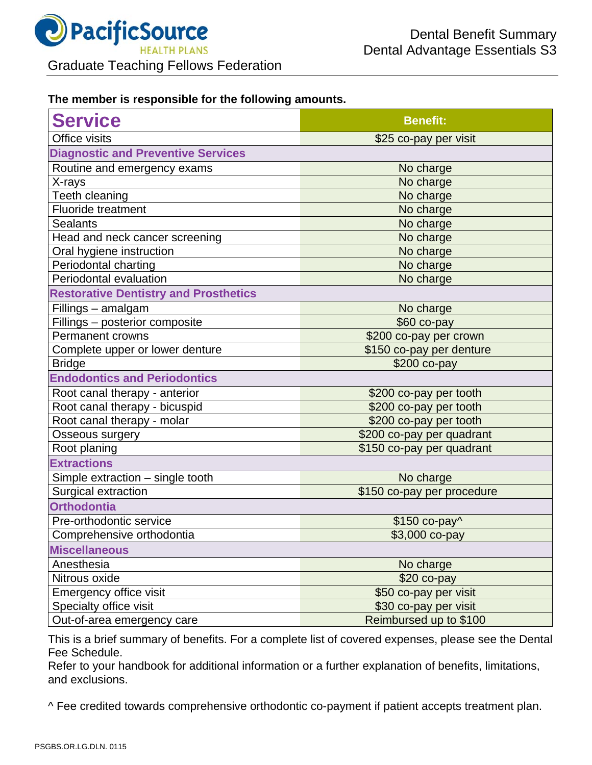PacificSource HEALTH PLANS

# Dental Benefit Summary
# Dental Advantage Essentials S3

Graduate Teaching Fellows Federation

**The member is responsible for the following amounts.**

| Service | Benefit: |
|---|---|
| Office visits | $25 co-pay per visit |
| **Diagnostic and Preventive Services** | |
| Routine and emergency exams | No charge |
| X-rays | No charge |
| Teeth cleaning | No charge |
| Fluoride treatment | No charge |
| Sealants | No charge |
| Head and neck cancer screening | No charge |
| Oral hygiene instruction | No charge |
| Periodontal charting | No charge |
| Periodontal evaluation | No charge |
| **Restorative Dentistry and Prosthetics** | |
| Fillings – amalgam | No charge |
| Fillings – posterior composite | $60 co-pay |
| Permanent crowns | $200 co-pay per crown |
| Complete upper or lower denture | $150 co-pay per denture |
| Bridge | $200 co-pay |
| **Endodontics and Periodontics** | |
| Root canal therapy - anterior | $200 co-pay per tooth |
| Root canal therapy - bicuspid | $200 co-pay per tooth |
| Root canal therapy - molar | $200 co-pay per tooth |
| Osseous surgery | $200 co-pay per quadrant |
| Root planing | $150 co-pay per quadrant |
| **Extractions** | |
| Simple extraction – single tooth | No charge |
| Surgical extraction | $150 co-pay per procedure |
| **Orthodontia** | |
| Pre-orthodontic service | $150 co-pay^ |
| Comprehensive orthodontia | $3,000 co-pay |
| **Miscellaneous** | |
| Anesthesia | No charge |
| Nitrous oxide | $20 co-pay |
| Emergency office visit | $50 co-pay per visit |
| Specialty office visit | $30 co-pay per visit |
| Out-of-area emergency care | Reimbursed up to $100 |

This is a brief summary of benefits. For a complete list of covered expenses, please see the Dental Fee Schedule.
Refer to your handbook for additional information or a further explanation of benefits, limitations, and exclusions.

^ Fee credited towards comprehensive orthodontic co-payment if patient accepts treatment plan.

PSGBS.OR.LG.DLN. 0115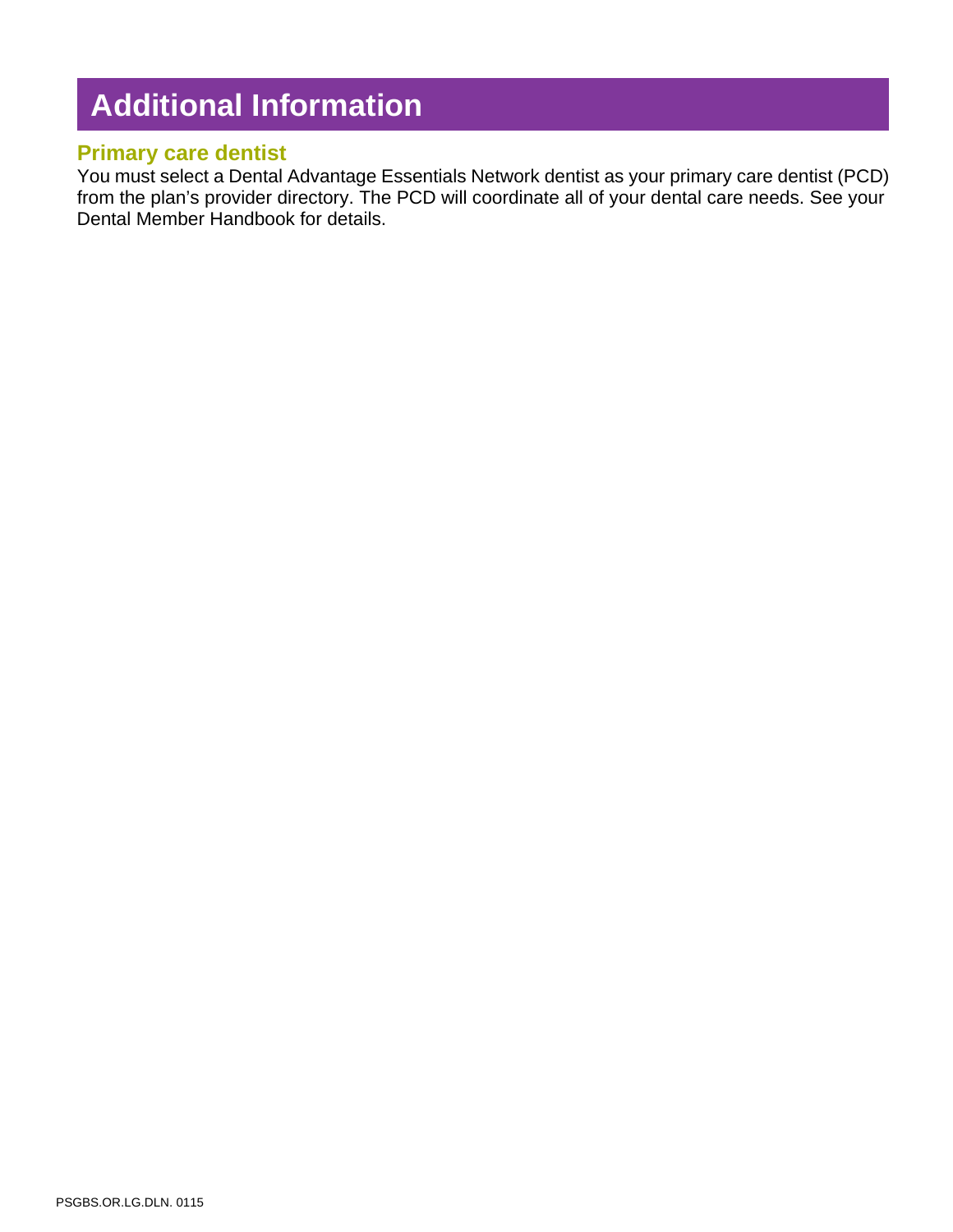# Additional Information

## Primary care dentist

You must select a Dental Advantage Essentials Network dentist as your primary care dentist (PCD) from the plan's provider directory. The PCD will coordinate all of your dental care needs. See your Dental Member Handbook for details.

PSGBS.OR.LG.DLN. 0115